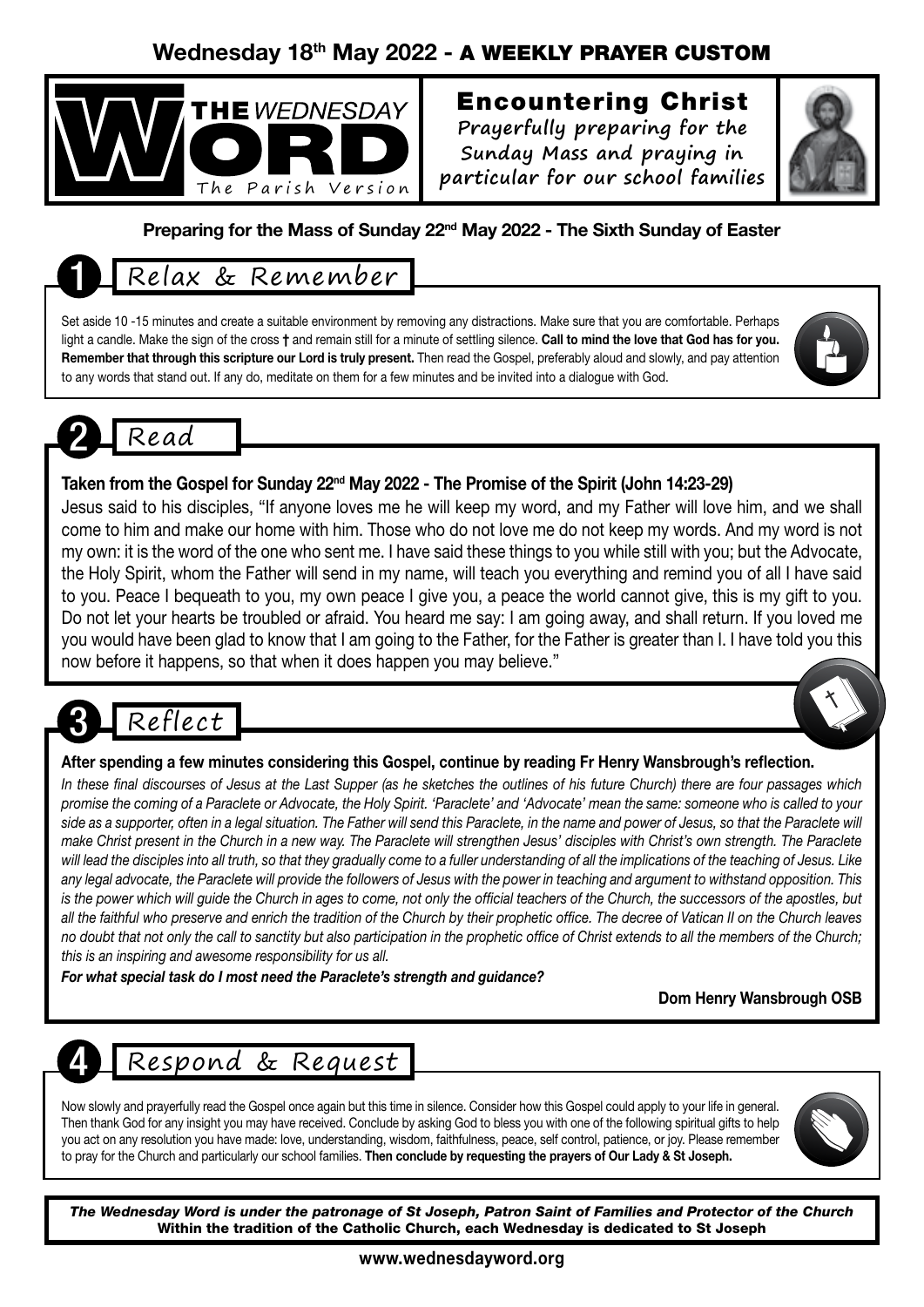**Wednesday 18th May 2022 - A WEEKLY PRAYER CUSTOM**

# THE WEDNESDAY WORD
The Parish Version

## Encountering Christ

Prayerfully preparing for the Sunday Mass and praying in particular for our school families

**Preparing for the Mass of Sunday 22nd May 2022 - The Sixth Sunday of Easter**

## 1 Relax & Remember

Set aside 10 -15 minutes and create a suitable environment by removing any distractions. Make sure that you are comfortable. Perhaps light a candle. Make the sign of the cross † and remain still for a minute of settling silence. **Call to mind the love that God has for you. Remember that through this scripture our Lord is truly present.** Then read the Gospel, preferably aloud and slowly, and pay attention to any words that stand out. If any do, meditate on them for a few minutes and be invited into a dialogue with God.

## 2 Read

**Taken from the Gospel for Sunday 22nd May 2022 - The Promise of the Spirit (John 14:23-29)**

Jesus said to his disciples, "If anyone loves me he will keep my word, and my Father will love him, and we shall come to him and make our home with him. Those who do not love me do not keep my words. And my word is not my own: it is the word of the one who sent me. I have said these things to you while still with you; but the Advocate, the Holy Spirit, whom the Father will send in my name, will teach you everything and remind you of all I have said to you. Peace I bequeath to you, my own peace I give you, a peace the world cannot give, this is my gift to you. Do not let your hearts be troubled or afraid. You heard me say: I am going away, and shall return. If you loved me you would have been glad to know that I am going to the Father, for the Father is greater than I. I have told you this now before it happens, so that when it does happen you may believe."

## 3 Reflect

**After spending a few minutes considering this Gospel, continue by reading Fr Henry Wansbrough's reflection.**

*In these final discourses of Jesus at the Last Supper (as he sketches the outlines of his future Church) there are four passages which promise the coming of a Paraclete or Advocate, the Holy Spirit. 'Paraclete' and 'Advocate' mean the same: someone who is called to your side as a supporter, often in a legal situation. The Father will send this Paraclete, in the name and power of Jesus, so that the Paraclete will make Christ present in the Church in a new way. The Paraclete will strengthen Jesus' disciples with Christ's own strength. The Paraclete will lead the disciples into all truth, so that they gradually come to a fuller understanding of all the implications of the teaching of Jesus. Like any legal advocate, the Paraclete will provide the followers of Jesus with the power in teaching and argument to withstand opposition. This is the power which will guide the Church in ages to come, not only the official teachers of the Church, the successors of the apostles, but all the faithful who preserve and enrich the tradition of the Church by their prophetic office. The decree of Vatican II on the Church leaves no doubt that not only the call to sanctity but also participation in the prophetic office of Christ extends to all the members of the Church; this is an inspiring and awesome responsibility for us all.*

***For what special task do I most need the Paraclete's strength and guidance?***

**Dom Henry Wansbrough OSB**

## 4 Respond & Request

Now slowly and prayerfully read the Gospel once again but this time in silence. Consider how this Gospel could apply to your life in general. Then thank God for any insight you may have received. Conclude by asking God to bless you with one of the following spiritual gifts to help you act on any resolution you have made: love, understanding, wisdom, faithfulness, peace, self control, patience, or joy. Please remember to pray for the Church and particularly our school families. **Then conclude by requesting the prayers of Our Lady & St Joseph.**

***The Wednesday Word is under the patronage of St Joseph, Patron Saint of Families and Protector of the Church***
**Within the tradition of the Catholic Church, each Wednesday is dedicated to St Joseph**

**www.wednesdayword.org**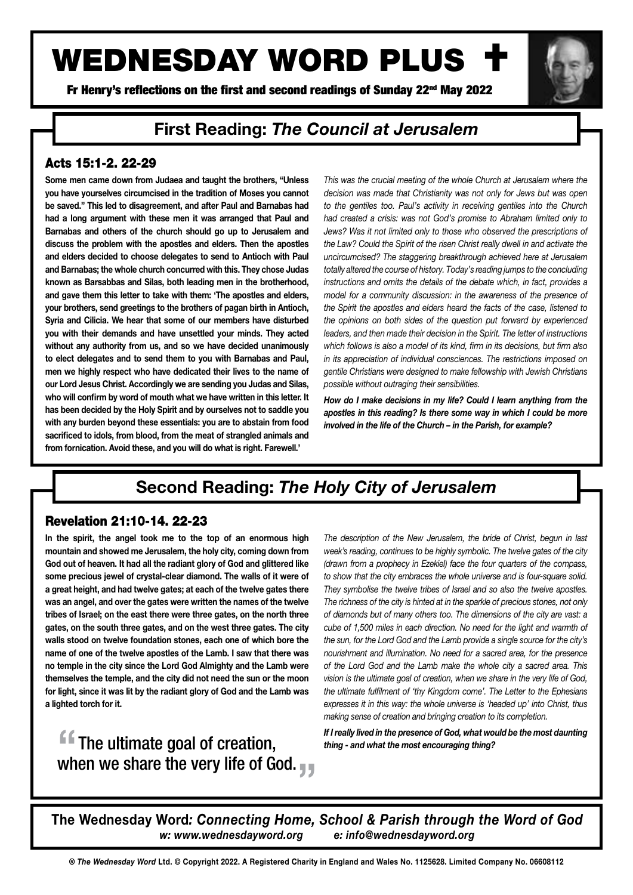# WEDNESDAY WORD PLUS ✝

**Fr Henry's reflections on the first and second readings of Sunday 22nd May 2022**

## First Reading: *The Council at Jerusalem*

### Acts 15:1-2. 22-29

**Some men came down from Judaea and taught the brothers, "Unless you have yourselves circumcised in the tradition of Moses you cannot be saved." This led to disagreement, and after Paul and Barnabas had had a long argument with these men it was arranged that Paul and Barnabas and others of the church should go up to Jerusalem and discuss the problem with the apostles and elders. Then the apostles and elders decided to choose delegates to send to Antioch with Paul and Barnabas; the whole church concurred with this. They chose Judas known as Barsabbas and Silas, both leading men in the brotherhood, and gave them this letter to take with them: 'The apostles and elders, your brothers, send greetings to the brothers of pagan birth in Antioch, Syria and Cilicia. We hear that some of our members have disturbed you with their demands and have unsettled your minds. They acted without any authority from us, and so we have decided unanimously to elect delegates and to send them to you with Barnabas and Paul, men we highly respect who have dedicated their lives to the name of our Lord Jesus Christ. Accordingly we are sending you Judas and Silas, who will confirm by word of mouth what we have written in this letter. It has been decided by the Holy Spirit and by ourselves not to saddle you with any burden beyond these essentials: you are to abstain from food sacrificed to idols, from blood, from the meat of strangled animals and from fornication. Avoid these, and you will do what is right. Farewell.'**

*This was the crucial meeting of the whole Church at Jerusalem where the decision was made that Christianity was not only for Jews but was open to the gentiles too. Paul's activity in receiving gentiles into the Church had created a crisis: was not God's promise to Abraham limited only to Jews? Was it not limited only to those who observed the prescriptions of the Law? Could the Spirit of the risen Christ really dwell in and activate the uncircumcised? The staggering breakthrough achieved here at Jerusalem totally altered the course of history. Today's reading jumps to the concluding instructions and omits the details of the debate which, in fact, provides a model for a community discussion: in the awareness of the presence of the Spirit the apostles and elders heard the facts of the case, listened to the opinions on both sides of the question put forward by experienced leaders, and then made their decision in the Spirit. The letter of instructions which follows is also a model of its kind, firm in its decisions, but firm also in its appreciation of individual consciences. The restrictions imposed on gentile Christians were designed to make fellowship with Jewish Christians possible without outraging their sensibilities.*

***How do I make decisions in my life? Could I learn anything from the apostles in this reading? Is there some way in which I could be more involved in the life of the Church – in the Parish, for example?***

## Second Reading: *The Holy City of Jerusalem*

### Revelation 21:10-14. 22-23

**In the spirit, the angel took me to the top of an enormous high mountain and showed me Jerusalem, the holy city, coming down from God out of heaven. It had all the radiant glory of God and glittered like some precious jewel of crystal-clear diamond. The walls of it were of a great height, and had twelve gates; at each of the twelve gates there was an angel, and over the gates were written the names of the twelve tribes of Israel; on the east there were three gates, on the north three gates, on the south three gates, and on the west three gates. The city walls stood on twelve foundation stones, each one of which bore the name of one of the twelve apostles of the Lamb. I saw that there was no temple in the city since the Lord God Almighty and the Lamb were themselves the temple, and the city did not need the sun or the moon for light, since it was lit by the radiant glory of God and the Lamb was a lighted torch for it.**

*The description of the New Jerusalem, the bride of Christ, begun in last week's reading, continues to be highly symbolic. The twelve gates of the city (drawn from a prophecy in Ezekiel) face the four quarters of the compass, to show that the city embraces the whole universe and is four-square solid. They symbolise the twelve tribes of Israel and so also the twelve apostles. The richness of the city is hinted at in the sparkle of precious stones, not only of diamonds but of many others too. The dimensions of the city are vast: a cube of 1,500 miles in each direction. No need for the light and warmth of the sun, for the Lord God and the Lamb provide a single source for the city's nourishment and illumination. No need for a sacred area, for the presence of the Lord God and the Lamb make the whole city a sacred area. This vision is the ultimate goal of creation, when we share in the very life of God, the ultimate fulfilment of 'thy Kingdom come'. The Letter to the Ephesians expresses it in this way: the whole universe is 'headed up' into Christ, thus making sense of creation and bringing creation to its completion.*

***If I really lived in the presence of God, what would be the most daunting thing - and what the most encouraging thing?***

> "The ultimate goal of creation, when we share the very life of God."

**The Wednesday Word*: Connecting Home, School & Parish through the Word of God***
***w: www.wednesdayword.org e: info@wednesdayword.org***

*® The Wednesday Word* Ltd. © Copyright 2022. A Registered Charity in England and Wales No. 1125628. Limited Company No. 06608112